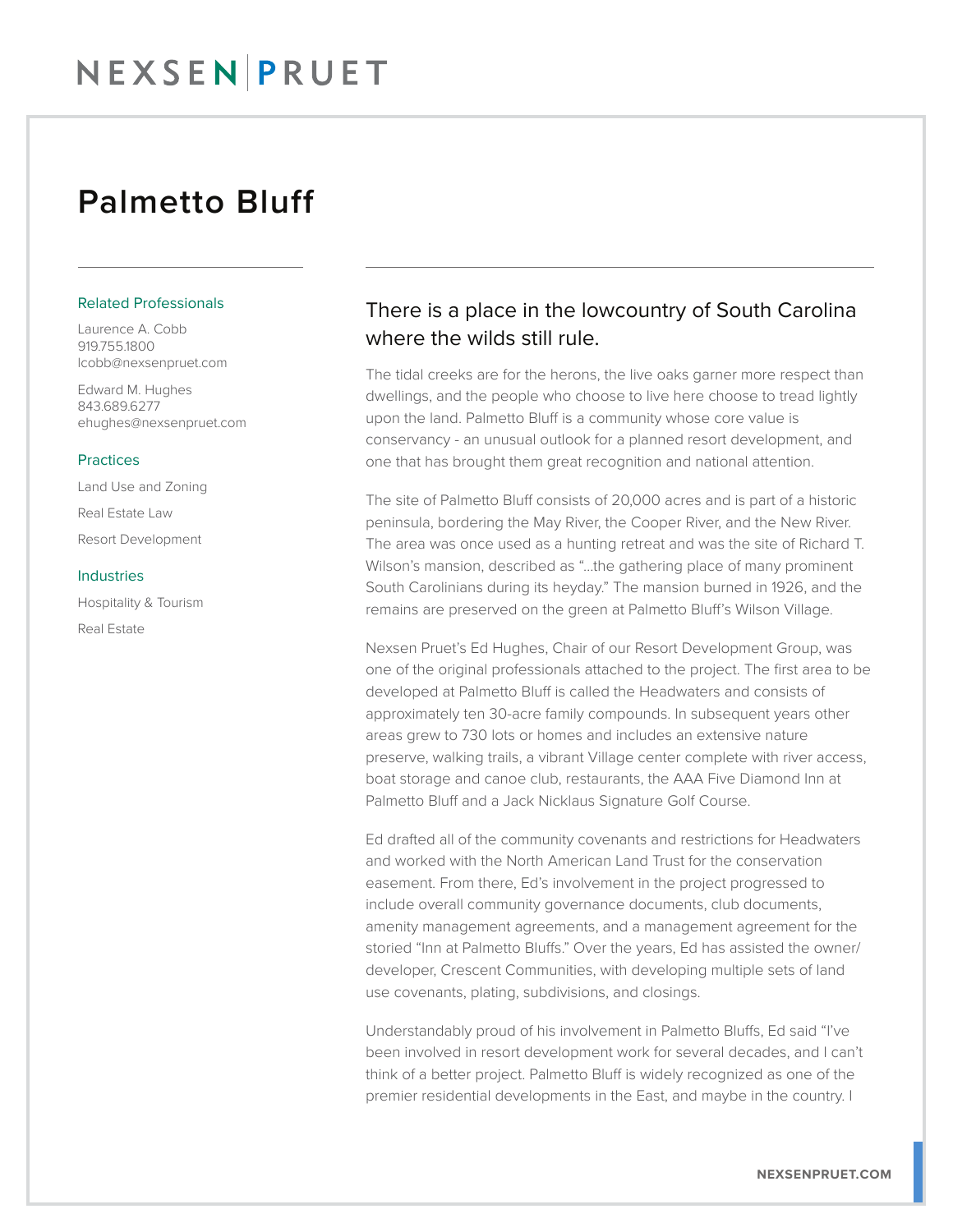# Palmetto Bluff

### Related Professionals

Laurence A. Cobb
919.755.1800
lcobb@nexsenpruet.com

Edward M. Hughes
843.689.6277
ehughes@nexsenpruet.com

### Practices

Land Use and Zoning

Real Estate Law

Resort Development

### Industries

Hospitality & Tourism

Real Estate

## There is a place in the lowcountry of South Carolina where the wilds still rule.

The tidal creeks are for the herons, the live oaks garner more respect than dwellings, and the people who choose to live here choose to tread lightly upon the land. Palmetto Bluff is a community whose core value is conservancy - an unusual outlook for a planned resort development, and one that has brought them great recognition and national attention.

The site of Palmetto Bluff consists of 20,000 acres and is part of a historic peninsula, bordering the May River, the Cooper River, and the New River. The area was once used as a hunting retreat and was the site of Richard T. Wilson's mansion, described as "...the gathering place of many prominent South Carolinians during its heyday." The mansion burned in 1926, and the remains are preserved on the green at Palmetto Bluff's Wilson Village.

Nexsen Pruet's Ed Hughes, Chair of our Resort Development Group, was one of the original professionals attached to the project. The first area to be developed at Palmetto Bluff is called the Headwaters and consists of approximately ten 30-acre family compounds. In subsequent years other areas grew to 730 lots or homes and includes an extensive nature preserve, walking trails, a vibrant Village center complete with river access, boat storage and canoe club, restaurants, the AAA Five Diamond Inn at Palmetto Bluff and a Jack Nicklaus Signature Golf Course.

Ed drafted all of the community covenants and restrictions for Headwaters and worked with the North American Land Trust for the conservation easement. From there, Ed's involvement in the project progressed to include overall community governance documents, club documents, amenity management agreements, and a management agreement for the storied "Inn at Palmetto Bluffs." Over the years, Ed has assisted the owner/developer, Crescent Communities, with developing multiple sets of land use covenants, plating, subdivisions, and closings.

Understandably proud of his involvement in Palmetto Bluffs, Ed said "I've been involved in resort development work for several decades, and I can't think of a better project. Palmetto Bluff is widely recognized as one of the premier residential developments in the East, and maybe in the country. I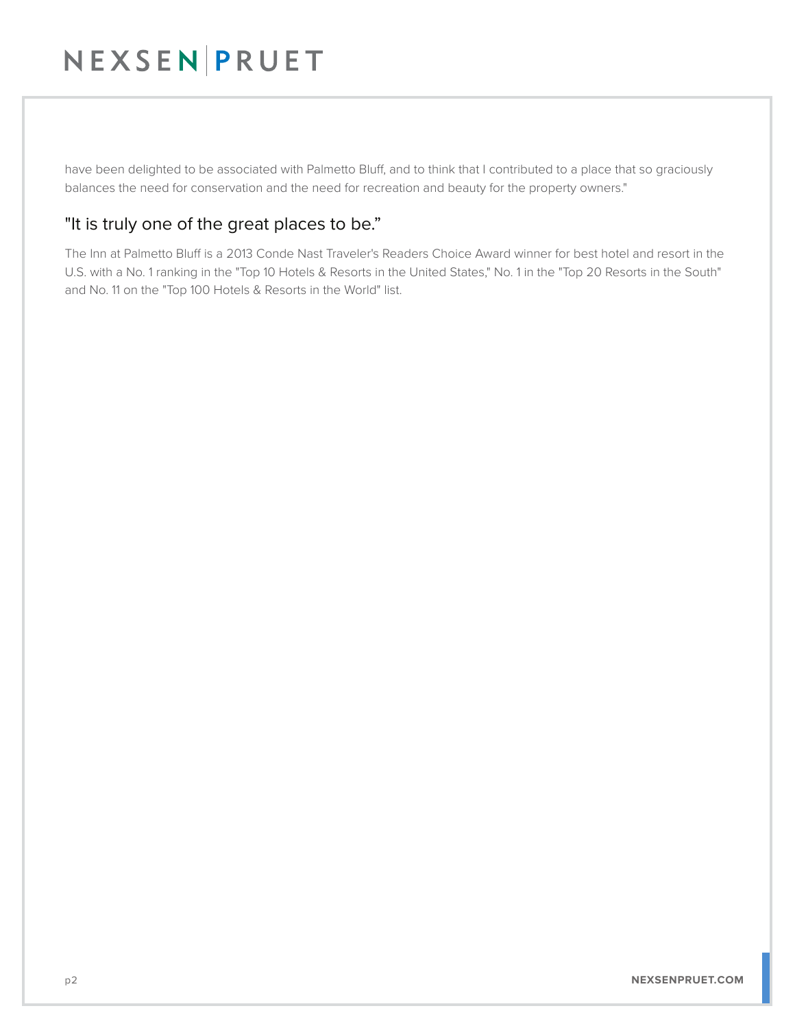have been delighted to be associated with Palmetto Bluff, and to think that I contributed to a place that so graciously balances the need for conservation and the need for recreation and beauty for the property owners."

## "It is truly one of the great places to be.”

The Inn at Palmetto Bluff is a 2013 Conde Nast Traveler's Readers Choice Award winner for best hotel and resort in the U.S. with a No. 1 ranking in the "Top 10 Hotels & Resorts in the United States," No. 1 in the "Top 20 Resorts in the South" and No. 11 on the "Top 100 Hotels & Resorts in the World" list.